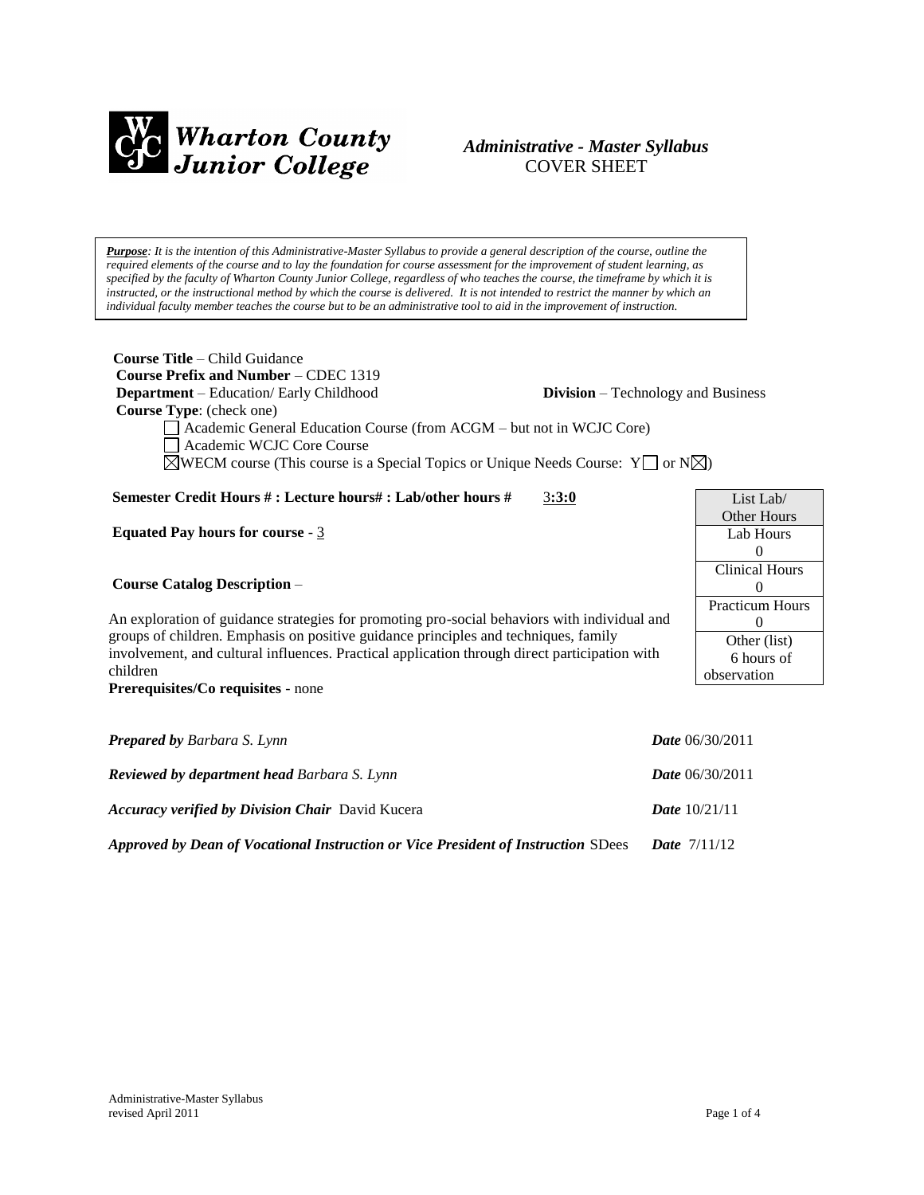**Wharton County Junior College**

***Administrative - Master Syllabus***
COVER SHEET

***Purpose****: It is the intention of this Administrative-Master Syllabus to provide a general description of the course, outline the required elements of the course and to lay the foundation for course assessment for the improvement of student learning, as specified by the faculty of Wharton County Junior College, regardless of who teaches the course, the timeframe by which it is instructed, or the instructional method by which the course is delivered. It is not intended to restrict the manner by which an individual faculty member teaches the course but to be an administrative tool to aid in the improvement of instruction.*

**Course Title** – Child Guidance
**Course Prefix and Number** – CDEC 1319
**Department** – Education/ Early Childhood **Division** – Technology and Business
**Course Type**: (check one)

- ☐ Academic General Education Course (from ACGM – but not in WCJC Core)
- ☐ Academic WCJC Core Course
- ☒ WECM course (This course is a Special Topics or Unique Needs Course: Y☐ or N☒)

**Semester Credit Hours # : Lecture hours# : Lab/other hours #** 3**:3:0**

**Equated Pay hours for course** - 3

| List Lab/ Other Hours |
|---|
| Lab Hours 0 |
| Clinical Hours 0 |
| Practicum Hours 0 |
| Other (list) 6 hours of observation |

**Course Catalog Description** –

An exploration of guidance strategies for promoting pro-social behaviors with individual and groups of children. Emphasis on positive guidance principles and techniques, family involvement, and cultural influences. Practical application through direct participation with children

**Prerequisites/Co requisites** - none

***Prepared by*** *Barbara S. Lynn* ***Date*** 06/30/2011

***Reviewed by department head*** *Barbara S. Lynn* ***Date*** 06/30/2011

***Accuracy verified by Division Chair*** David Kucera ***Date*** 10/21/11

***Approved by Dean of Vocational Instruction or Vice President of Instruction*** SDees ***Date*** 7/11/12

Administrative-Master Syllabus
revised April 2011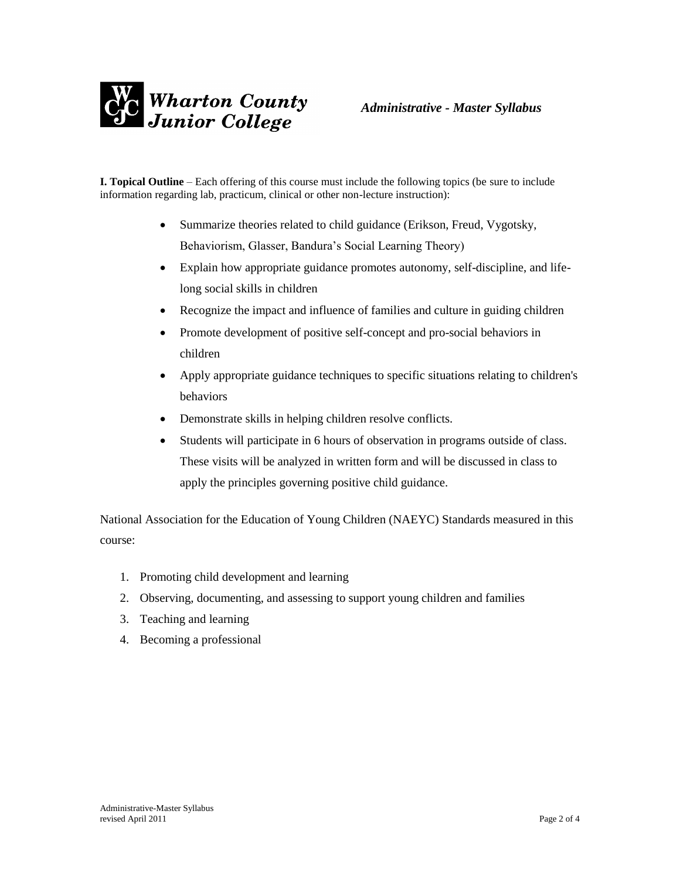**I. Topical Outline** – Each offering of this course must include the following topics (be sure to include information regarding lab, practicum, clinical or other non-lecture instruction):

- Summarize theories related to child guidance (Erikson, Freud, Vygotsky, Behaviorism, Glasser, Bandura's Social Learning Theory)
- Explain how appropriate guidance promotes autonomy, self-discipline, and life-long social skills in children
- Recognize the impact and influence of families and culture in guiding children
- Promote development of positive self-concept and pro-social behaviors in children
- Apply appropriate guidance techniques to specific situations relating to children's behaviors
- Demonstrate skills in helping children resolve conflicts.
- Students will participate in 6 hours of observation in programs outside of class. These visits will be analyzed in written form and will be discussed in class to apply the principles governing positive child guidance.

National Association for the Education of Young Children (NAEYC) Standards measured in this course:

1. Promoting child development and learning
2. Observing, documenting, and assessing to support young children and families
3. Teaching and learning
4. Becoming a professional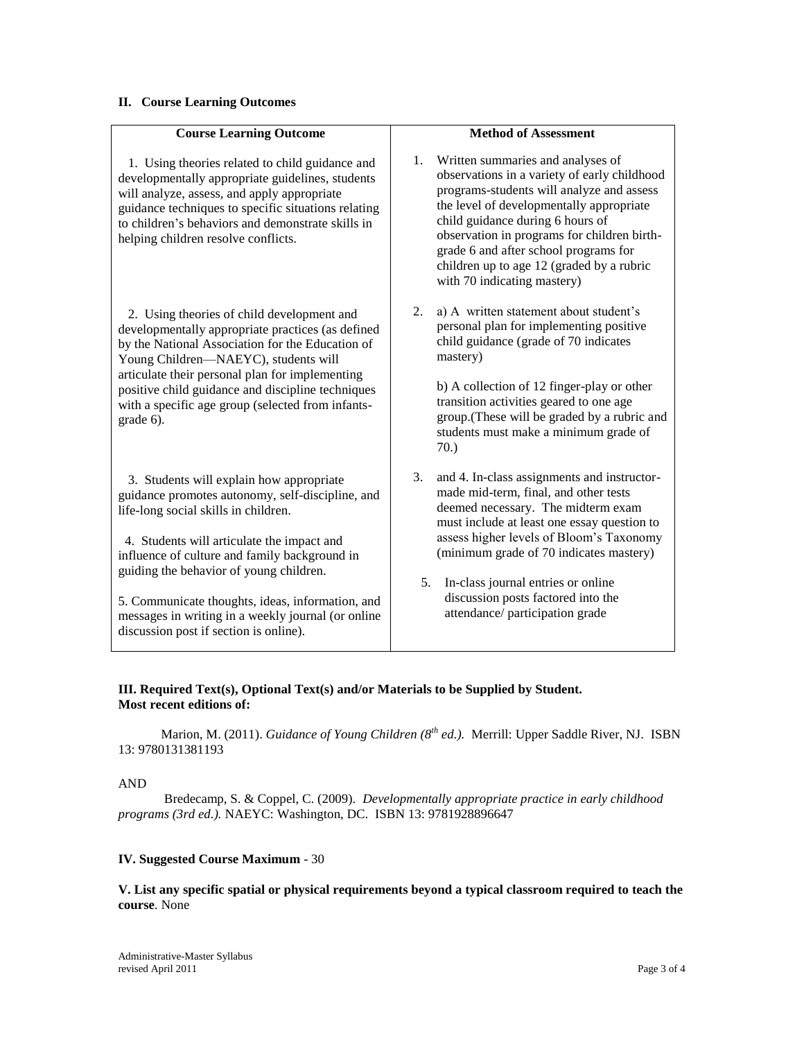**II. Course Learning Outcomes**

| Course Learning Outcome | Method of Assessment |
|---|---|
| 1. Using theories related to child guidance and developmentally appropriate guidelines, students will analyze, assess, and apply appropriate guidance techniques to specific situations relating to children's behaviors and demonstrate skills in helping children resolve conflicts. | 1. Written summaries and analyses of observations in a variety of early childhood programs-students will analyze and assess the level of developmentally appropriate child guidance during 6 hours of observation in programs for children birth-grade 6 and after school programs for children up to age 12 (graded by a rubric with 70 indicating mastery) |
| 2. Using theories of child development and developmentally appropriate practices (as defined by the National Association for the Education of Young Children—NAEYC), students will articulate their personal plan for implementing positive child guidance and discipline techniques with a specific age group (selected from infants-grade 6). | 2. a) A written statement about student's personal plan for implementing positive child guidance (grade of 70 indicates mastery)<br><br>b) A collection of 12 finger-play or other transition activities geared to one age group.(These will be graded by a rubric and students must make a minimum grade of 70.) |
| 3. Students will explain how appropriate guidance promotes autonomy, self-discipline, and life-long social skills in children.<br><br>4. Students will articulate the impact and influence of culture and family background in guiding the behavior of young children. | 3. and 4. In-class assignments and instructor-made mid-term, final, and other tests deemed necessary. The midterm exam must include at least one essay question to assess higher levels of Bloom's Taxonomy (minimum grade of 70 indicates mastery) |
| 5. Communicate thoughts, ideas, information, and messages in writing in a weekly journal (or online discussion post if section is online). | 5. In-class journal entries or online discussion posts factored into the attendance/ participation grade |

**III. Required Text(s), Optional Text(s) and/or Materials to be Supplied by Student.**
**Most recent editions of:**

Marion, M. (2011). *Guidance of Young Children (8th ed.).* Merrill: Upper Saddle River, NJ. ISBN 13: 9780131381193

AND

Bredecamp, S. & Coppel, C. (2009). *Developmentally appropriate practice in early childhood programs (3rd ed.).* NAEYC: Washington, DC. ISBN 13: 9781928896647

**IV. Suggested Course Maximum** - 30

**V. List any specific spatial or physical requirements beyond a typical classroom required to teach the course**. None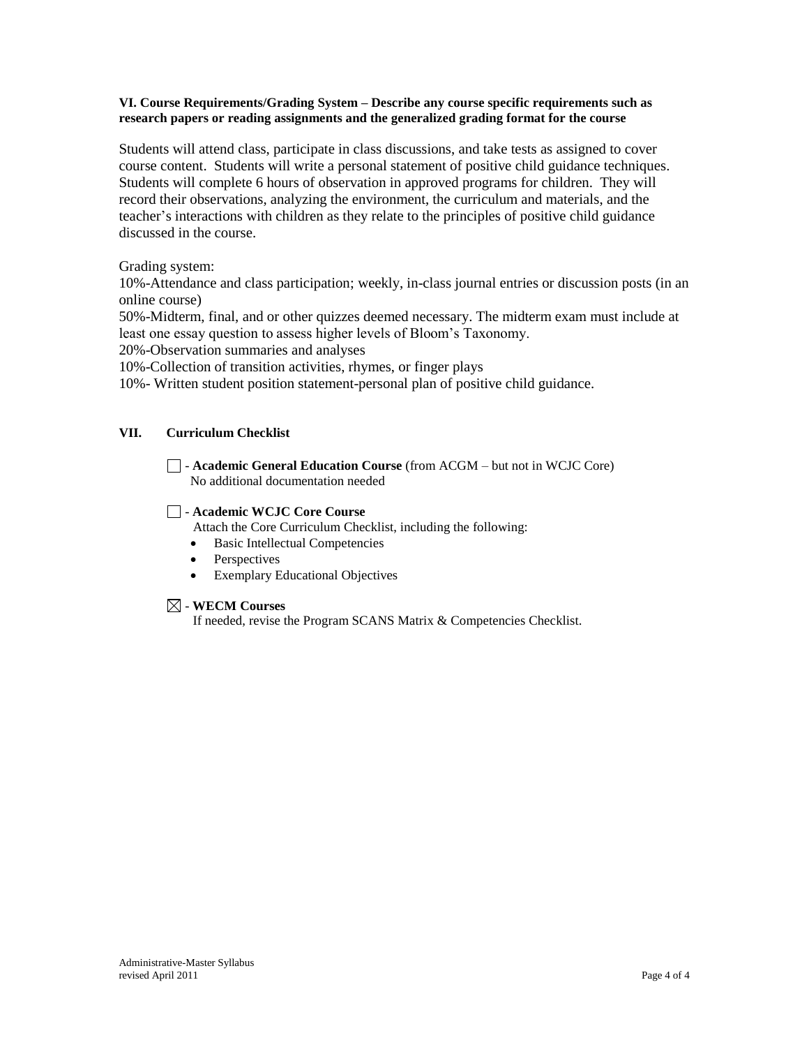**VI. Course Requirements/Grading System – Describe any course specific requirements such as research papers or reading assignments and the generalized grading format for the course**

Students will attend class, participate in class discussions, and take tests as assigned to cover course content. Students will write a personal statement of positive child guidance techniques. Students will complete 6 hours of observation in approved programs for children. They will record their observations, analyzing the environment, the curriculum and materials, and the teacher's interactions with children as they relate to the principles of positive child guidance discussed in the course.

Grading system:
10%-Attendance and class participation; weekly, in-class journal entries or discussion posts (in an online course)
50%-Midterm, final, and or other quizzes deemed necessary. The midterm exam must include at least one essay question to assess higher levels of Bloom's Taxonomy.
20%-Observation summaries and analyses
10%-Collection of transition activities, rhymes, or finger plays
10%- Written student position statement-personal plan of positive child guidance.

**VII. Curriculum Checklist**

☐ - **Academic General Education Course** (from ACGM – but not in WCJC Core)
No additional documentation needed

☐ - **Academic WCJC Core Course**
Attach the Core Curriculum Checklist, including the following:

- Basic Intellectual Competencies
- Perspectives
- Exemplary Educational Objectives

☒ - **WECM Courses**
If needed, revise the Program SCANS Matrix & Competencies Checklist.

Administrative-Master Syllabus
revised April 2011